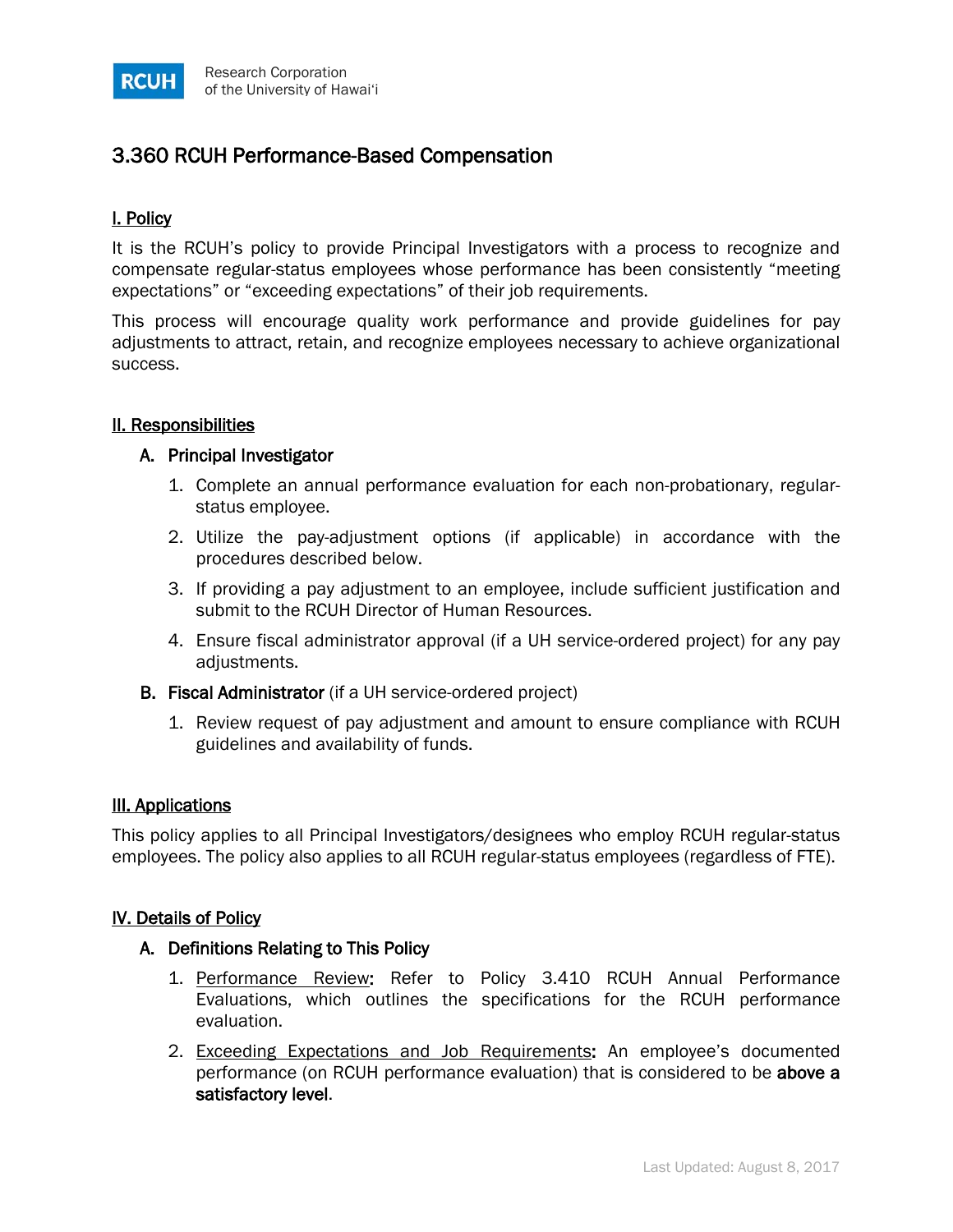RCUH Research Corporation of the University of Hawaiʻi

# 3.360 RCUH Performance-Based Compensation

## I. Policy

It is the RCUH's policy to provide Principal Investigators with a process to recognize and compensate regular-status employees whose performance has been consistently "meeting expectations" or "exceeding expectations" of their job requirements.

This process will encourage quality work performance and provide guidelines for pay adjustments to attract, retain, and recognize employees necessary to achieve organizational success.

## II. Responsibilities

### A. Principal Investigator

1. Complete an annual performance evaluation for each non-probationary, regular-status employee.
2. Utilize the pay-adjustment options (if applicable) in accordance with the procedures described below.
3. If providing a pay adjustment to an employee, include sufficient justification and submit to the RCUH Director of Human Resources.
4. Ensure fiscal administrator approval (if a UH service-ordered project) for any pay adjustments.

### B. Fiscal Administrator (if a UH service-ordered project)

1. Review request of pay adjustment and amount to ensure compliance with RCUH guidelines and availability of funds.

## III. Applications

This policy applies to all Principal Investigators/designees who employ RCUH regular-status employees. The policy also applies to all RCUH regular-status employees (regardless of FTE).

## IV. Details of Policy

### A. Definitions Relating to This Policy

1. Performance Review: Refer to Policy 3.410 RCUH Annual Performance Evaluations, which outlines the specifications for the RCUH performance evaluation.
2. Exceeding Expectations and Job Requirements: An employee's documented performance (on RCUH performance evaluation) that is considered to be **above a satisfactory level**.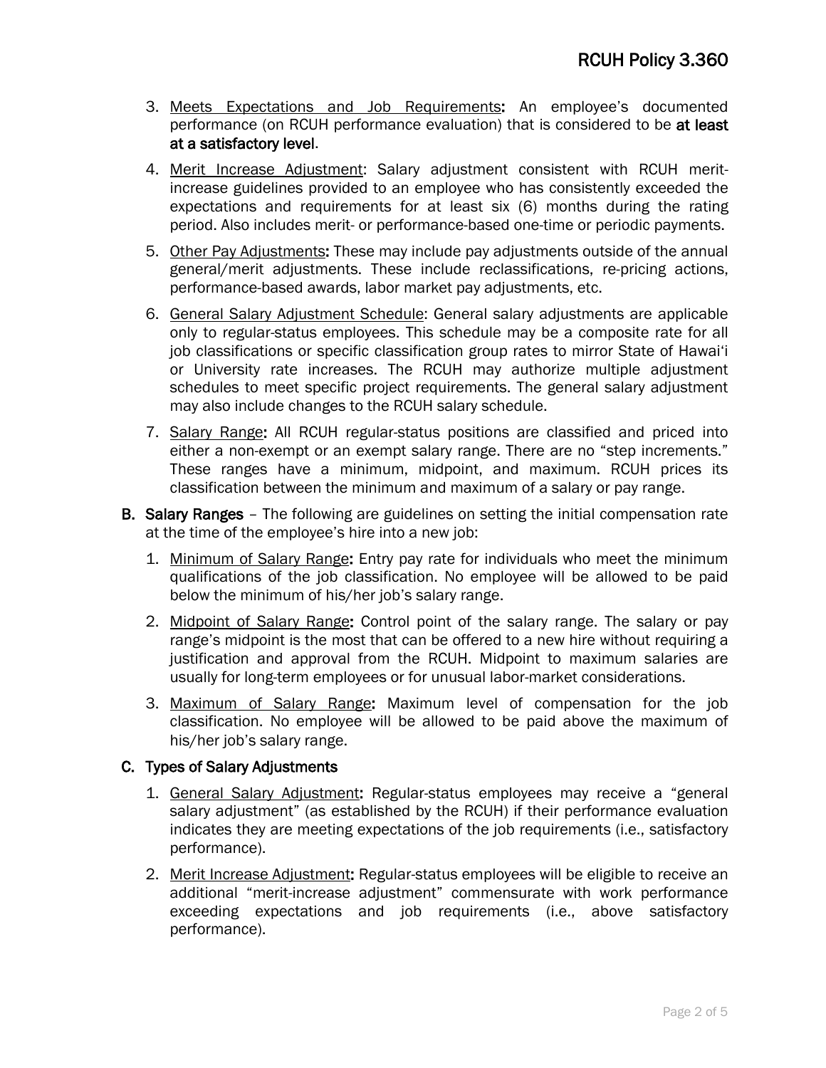3. Meets Expectations and Job Requirements: An employee's documented performance (on RCUH performance evaluation) that is considered to be **at least at a satisfactory level**.

4. Merit Increase Adjustment: Salary adjustment consistent with RCUH merit-increase guidelines provided to an employee who has consistently exceeded the expectations and requirements for at least six (6) months during the rating period. Also includes merit- or performance-based one-time or periodic payments.

5. Other Pay Adjustments: These may include pay adjustments outside of the annual general/merit adjustments. These include reclassifications, re-pricing actions, performance-based awards, labor market pay adjustments, etc.

6. General Salary Adjustment Schedule: General salary adjustments are applicable only to regular-status employees. This schedule may be a composite rate for all job classifications or specific classification group rates to mirror State of Hawai'i or University rate increases. The RCUH may authorize multiple adjustment schedules to meet specific project requirements. The general salary adjustment may also include changes to the RCUH salary schedule.

7. Salary Range: All RCUH regular-status positions are classified and priced into either a non-exempt or an exempt salary range. There are no "step increments." These ranges have a minimum, midpoint, and maximum. RCUH prices its classification between the minimum and maximum of a salary or pay range.

**B. Salary Ranges** – The following are guidelines on setting the initial compensation rate at the time of the employee's hire into a new job:

1. Minimum of Salary Range: Entry pay rate for individuals who meet the minimum qualifications of the job classification. No employee will be allowed to be paid below the minimum of his/her job's salary range.

2. Midpoint of Salary Range: Control point of the salary range. The salary or pay range's midpoint is the most that can be offered to a new hire without requiring a justification and approval from the RCUH. Midpoint to maximum salaries are usually for long-term employees or for unusual labor-market considerations.

3. Maximum of Salary Range: Maximum level of compensation for the job classification. No employee will be allowed to be paid above the maximum of his/her job's salary range.

**C. Types of Salary Adjustments**

1. General Salary Adjustment: Regular-status employees may receive a "general salary adjustment" (as established by the RCUH) if their performance evaluation indicates they are meeting expectations of the job requirements (i.e., satisfactory performance).

2. Merit Increase Adjustment: Regular-status employees will be eligible to receive an additional "merit-increase adjustment" commensurate with work performance exceeding expectations and job requirements (i.e., above satisfactory performance).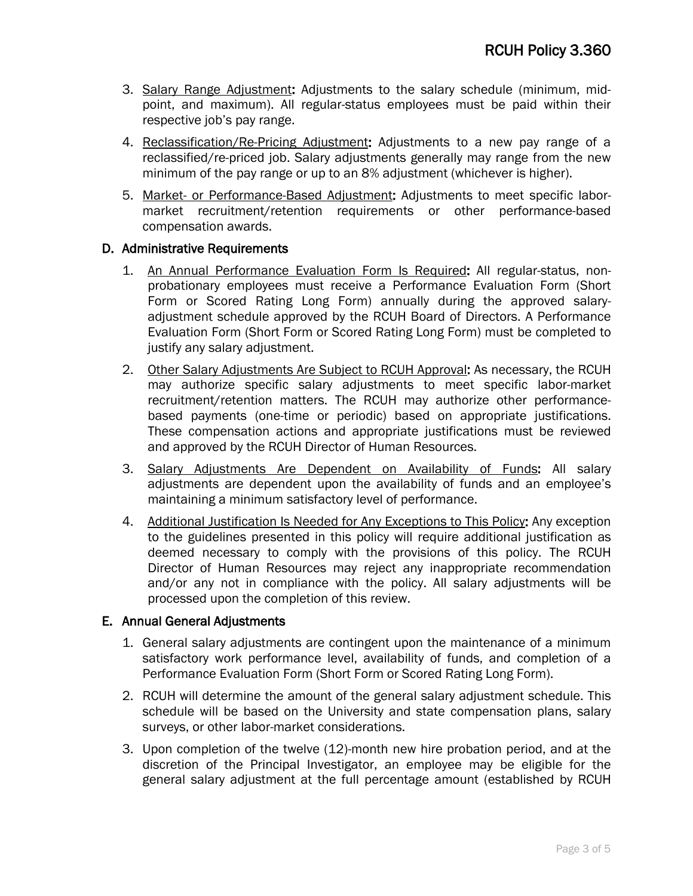3. Salary Range Adjustment**:** Adjustments to the salary schedule (minimum, mid-point, and maximum). All regular-status employees must be paid within their respective job's pay range.

4. Reclassification/Re-Pricing Adjustment**:** Adjustments to a new pay range of a reclassified/re-priced job. Salary adjustments generally may range from the new minimum of the pay range or up to an 8% adjustment (whichever is higher).

5. Market- or Performance-Based Adjustment**:** Adjustments to meet specific labor-market recruitment/retention requirements or other performance-based compensation awards.

## D. Administrative Requirements

1. An Annual Performance Evaluation Form Is Required**:** All regular-status, non-probationary employees must receive a Performance Evaluation Form (Short Form or Scored Rating Long Form) annually during the approved salary-adjustment schedule approved by the RCUH Board of Directors. A Performance Evaluation Form (Short Form or Scored Rating Long Form) must be completed to justify any salary adjustment.

2. Other Salary Adjustments Are Subject to RCUH Approval**:** As necessary, the RCUH may authorize specific salary adjustments to meet specific labor-market recruitment/retention matters. The RCUH may authorize other performance-based payments (one-time or periodic) based on appropriate justifications. These compensation actions and appropriate justifications must be reviewed and approved by the RCUH Director of Human Resources.

3. Salary Adjustments Are Dependent on Availability of Funds**:** All salary adjustments are dependent upon the availability of funds and an employee's maintaining a minimum satisfactory level of performance.

4. Additional Justification Is Needed for Any Exceptions to This Policy**:** Any exception to the guidelines presented in this policy will require additional justification as deemed necessary to comply with the provisions of this policy. The RCUH Director of Human Resources may reject any inappropriate recommendation and/or any not in compliance with the policy. All salary adjustments will be processed upon the completion of this review.

## E. Annual General Adjustments

1. General salary adjustments are contingent upon the maintenance of a minimum satisfactory work performance level, availability of funds, and completion of a Performance Evaluation Form (Short Form or Scored Rating Long Form).

2. RCUH will determine the amount of the general salary adjustment schedule. This schedule will be based on the University and state compensation plans, salary surveys, or other labor-market considerations.

3. Upon completion of the twelve (12)-month new hire probation period, and at the discretion of the Principal Investigator, an employee may be eligible for the general salary adjustment at the full percentage amount (established by RCUH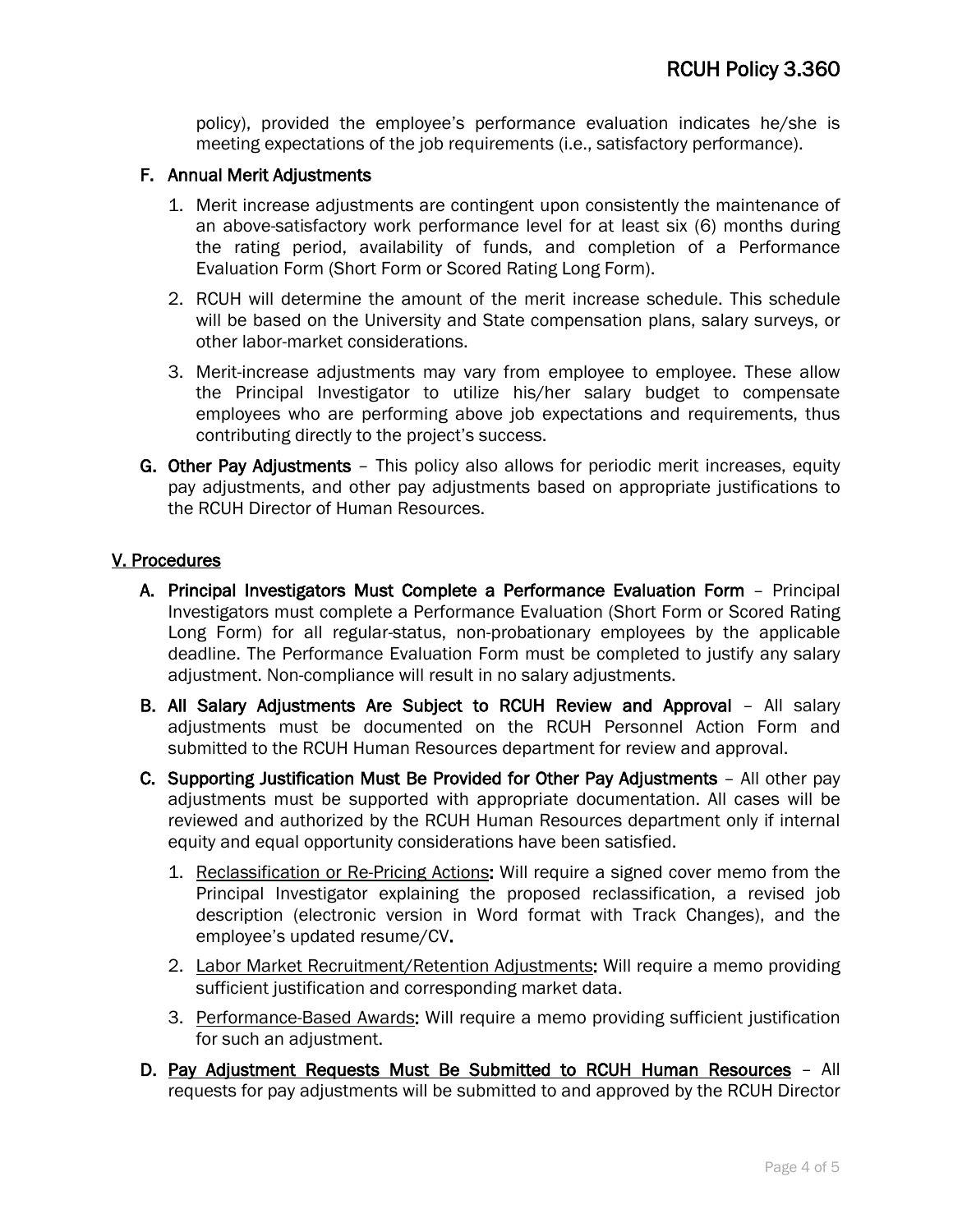policy), provided the employee's performance evaluation indicates he/she is meeting expectations of the job requirements (i.e., satisfactory performance).

**F. Annual Merit Adjustments**

1. Merit increase adjustments are contingent upon consistently the maintenance of an above-satisfactory work performance level for at least six (6) months during the rating period, availability of funds, and completion of a Performance Evaluation Form (Short Form or Scored Rating Long Form).
2. RCUH will determine the amount of the merit increase schedule. This schedule will be based on the University and State compensation plans, salary surveys, or other labor-market considerations.
3. Merit-increase adjustments may vary from employee to employee. These allow the Principal Investigator to utilize his/her salary budget to compensate employees who are performing above job expectations and requirements, thus contributing directly to the project's success.

**G. Other Pay Adjustments** – This policy also allows for periodic merit increases, equity pay adjustments, and other pay adjustments based on appropriate justifications to the RCUH Director of Human Resources.

## V. Procedures

**A. Principal Investigators Must Complete a Performance Evaluation Form** – Principal Investigators must complete a Performance Evaluation (Short Form or Scored Rating Long Form) for all regular-status, non-probationary employees by the applicable deadline. The Performance Evaluation Form must be completed to justify any salary adjustment. Non-compliance will result in no salary adjustments.

**B. All Salary Adjustments Are Subject to RCUH Review and Approval** – All salary adjustments must be documented on the RCUH Personnel Action Form and submitted to the RCUH Human Resources department for review and approval.

**C. Supporting Justification Must Be Provided for Other Pay Adjustments** – All other pay adjustments must be supported with appropriate documentation. All cases will be reviewed and authorized by the RCUH Human Resources department only if internal equity and equal opportunity considerations have been satisfied.

1. Reclassification or Re-Pricing Actions: Will require a signed cover memo from the Principal Investigator explaining the proposed reclassification, a revised job description (electronic version in Word format with Track Changes), and the employee's updated resume/CV.
2. Labor Market Recruitment/Retention Adjustments: Will require a memo providing sufficient justification and corresponding market data.
3. Performance-Based Awards: Will require a memo providing sufficient justification for such an adjustment.

**D. Pay Adjustment Requests Must Be Submitted to RCUH Human Resources** – All requests for pay adjustments will be submitted to and approved by the RCUH Director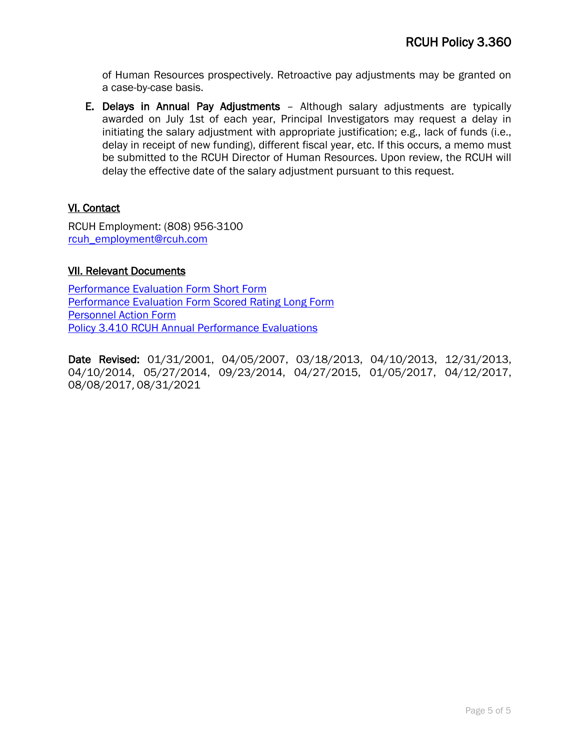of Human Resources prospectively. Retroactive pay adjustments may be granted on a case-by-case basis.

E. **Delays in Annual Pay Adjustments** – Although salary adjustments are typically awarded on July 1st of each year, Principal Investigators may request a delay in initiating the salary adjustment with appropriate justification; e.g., lack of funds (i.e., delay in receipt of new funding), different fiscal year, etc. If this occurs, a memo must be submitted to the RCUH Director of Human Resources. Upon review, the RCUH will delay the effective date of the salary adjustment pursuant to this request.

## VI. Contact

RCUH Employment: (808) 956-3100
rcuh_employment@rcuh.com

## VII. Relevant Documents

Performance Evaluation Form Short Form
Performance Evaluation Form Scored Rating Long Form
Personnel Action Form
Policy 3.410 RCUH Annual Performance Evaluations

**Date Revised:** 01/31/2001, 04/05/2007, 03/18/2013, 04/10/2013, 12/31/2013, 04/10/2014, 05/27/2014, 09/23/2014, 04/27/2015, 01/05/2017, 04/12/2017, 08/08/2017, 08/31/2021